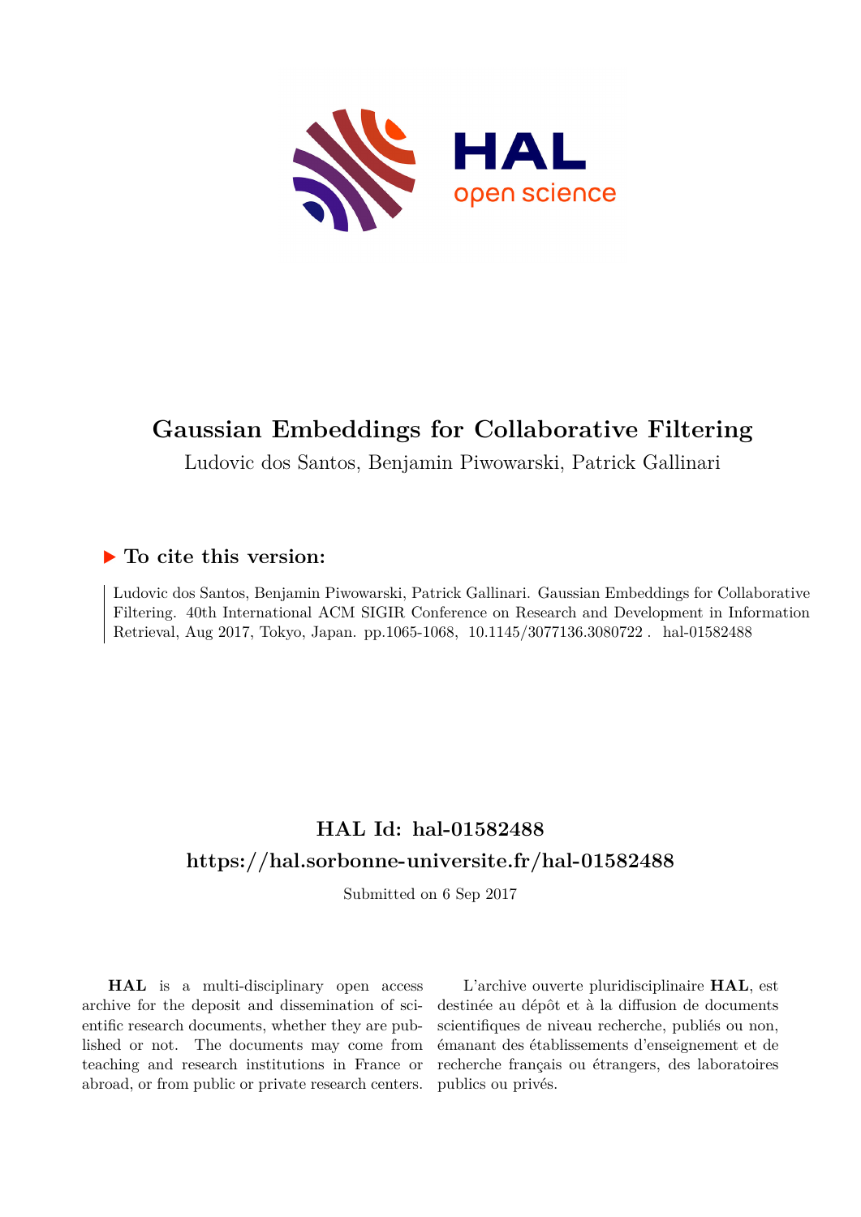# Gaussian Embeddings for Collaborative Filtering

Ludovic dos Santos, Benjamin Piwowarski, Patrick Gallinari

## ▶ To cite this version:

Ludovic dos Santos, Benjamin Piwowarski, Patrick Gallinari. Gaussian Embeddings for Collaborative Filtering. 40th International ACM SIGIR Conference on Research and Development in Information Retrieval, Aug 2017, Tokyo, Japan. pp.1065-1068, 10.1145/3077136.3080722 . hal-01582488

## HAL Id: hal-01582488

## https://hal.sorbonne-universite.fr/hal-01582488

Submitted on 6 Sep 2017

**HAL** is a multi-disciplinary open access archive for the deposit and dissemination of scientific research documents, whether they are published or not. The documents may come from teaching and research institutions in France or abroad, or from public or private research centers.

L'archive ouverte pluridisciplinaire **HAL**, est destinée au dépôt et à la diffusion de documents scientifiques de niveau recherche, publiés ou non, émanant des établissements d'enseignement et de recherche français ou étrangers, des laboratoires publics ou privés.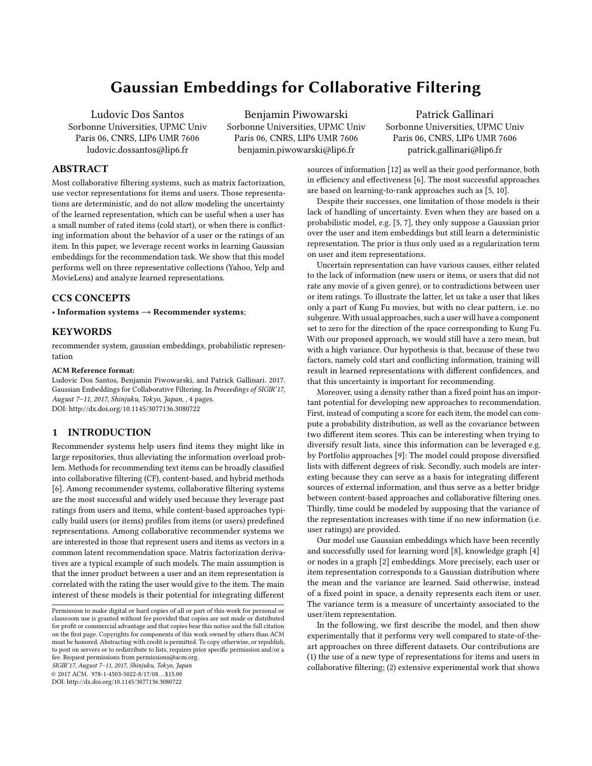# Gaussian Embeddings for Collaborative Filtering

Ludovic Dos Santos
Sorbonne Universities, UPMC Univ Paris 06, CNRS, LIP6 UMR 7606
ludovic.dossantos@lip6.fr

Benjamin Piwowarski
Sorbonne Universities, UPMC Univ Paris 06, CNRS, LIP6 UMR 7606
benjamin.piwowarski@lip6.fr

Patrick Gallinari
Sorbonne Universities, UPMC Univ Paris 06, CNRS, LIP6 UMR 7606
patrick.gallinari@lip6.fr

## ABSTRACT

Most collaborative filtering systems, such as matrix factorization, use vector representations for items and users. Those representations are deterministic, and do not allow modeling the uncertainty of the learned representation, which can be useful when a user has a small number of rated items (cold start), or when there is conflicting information about the behavior of a user or the ratings of an item. In this paper, we leverage recent works in learning Gaussian embeddings for the recommendation task. We show that this model performs well on three representative collections (Yahoo, Yelp and MovieLens) and analyze learned representations.

## CCS CONCEPTS

• **Information systems → Recommender systems**;

## KEYWORDS

recommender system, gaussian embeddings, probabilistic representation

**ACM Reference format:**
Ludovic Dos Santos, Benjamin Piwowarski, and Patrick Gallinari. 2017. Gaussian Embeddings for Collaborative Filtering. In *Proceedings of SIGIR'17, August 7–11, 2017, Shinjuku, Tokyo, Japan,* , 4 pages.
DOI: http://dx.doi.org/10.1145/3077136.3080722

## 1 INTRODUCTION

Recommender systems help users find items they might like in large repositories, thus alleviating the information overload problem. Methods for recommending text items can be broadly classified into collaborative filtering (CF), content-based, and hybrid methods [6]. Among recommender systems, collaborative filtering systems are the most successful and widely used because they leverage past ratings from users and items, while content-based approaches typically build users (or items) profiles from items (or users) predefined representations. Among collaborative recommender systems we are interested in those that represent users and items as vectors in a common latent recommendation space. Matrix factorization derivatives are a typical example of such models. The main assumption is that the inner product between a user and an item representation is correlated with the rating the user would give to the item. The main interest of these models is their potential for integrating different sources of information [12] as well as their good performance, both in efficiency and effectiveness [6]. The most successful approaches are based on learning-to-rank approaches such as [5, 10].

Despite their successes, one limitation of those models is their lack of handling of uncertainty. Even when they are based on a probabilistic model, e.g. [5, 7], they only suppose a Gaussian prior over the user and item embeddings but still learn a deterministic representation. The prior is thus only used as a regularization term on user and item representations.

Uncertain representation can have various causes, either related to the lack of information (new users or items, or users that did not rate any movie of a given genre), or to contradictions between user or item ratings. To illustrate the latter, let us take a user that likes only a part of Kung Fu movies, but with no clear pattern, i.e. no subgenre. With usual approaches, such a user will have a component set to zero for the direction of the space corresponding to Kung Fu. With our proposed approach, we would still have a zero mean, but with a high variance. Our hypothesis is that, because of these two factors, namely cold start and conflicting information, training will result in learned representations with different confidences, and that this uncertainty is important for recommending.

Moreover, using a density rather than a fixed point has an important potential for developing new approaches to recommendation. First, instead of computing a score for each item, the model can compute a probability distribution, as well as the covariance between two different item scores. This can be interesting when trying to diversify result lists, since this information can be leveraged e.g. by Portfolio approaches [9]: The model could propose diversified lists with different degrees of risk. Secondly, such models are interesting because they can serve as a basis for integrating different sources of external information, and thus serve as a better bridge between content-based approaches and collaborative filtering ones. Thirdly, time could be modeled by supposing that the variance of the representation increases with time if no new information (i.e. user ratings) are provided.

Our model use Gaussian embeddings which have been recently and successfully used for learning word [8], knowledge graph [4] or nodes in a graph [2] embeddings. More precisely, each user or item representation corresponds to a Gaussian distribution where the mean and the variance are learned. Said otherwise, instead of a fixed point in space, a density represents each item or user. The variance term is a measure of uncertainty associated to the user/item representation.

In the following, we first describe the model, and then show experimentally that it performs very well compared to state-of-the-art approaches on three different datasets. Our contributions are (1) the use of a new type of representations for items and users in collaborative filtering; (2) extensive experimental work that shows

Permission to make digital or hard copies of all or part of this work for personal or classroom use is granted without fee provided that copies are not made or distributed for profit or commercial advantage and that copies bear this notice and the full citation on the first page. Copyrights for components of this work owned by others than ACM must be honored. Abstracting with credit is permitted. To copy otherwise, or republish, to post on servers or to redistribute to lists, requires prior specific permission and/or a fee. Request permissions from permissions@acm.org.
*SIGIR'17, August 7–11, 2017, Shinjuku, Tokyo, Japan*
© 2017 ACM. 978-1-4503-5022-8/17/08...$15.00
DOI: http://dx.doi.org/10.1145/3077136.3080722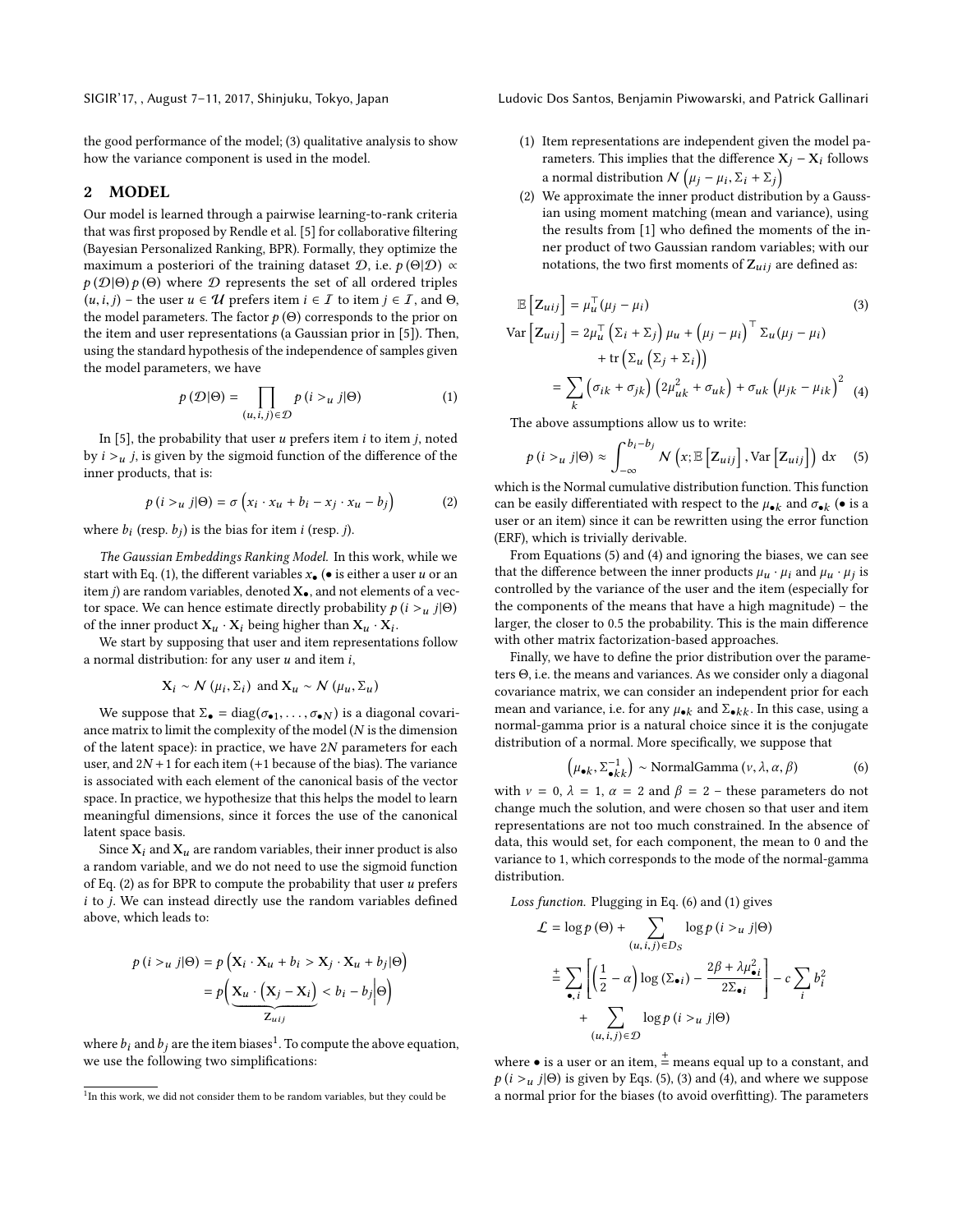the good performance of the model; (3) qualitative analysis to show how the variance component is used in the model.

## 2 MODEL

Our model is learned through a pairwise learning-to-rank criteria that was first proposed by Rendle et al. [5] for collaborative filtering (Bayesian Personalized Ranking, BPR). Formally, they optimize the maximum a posteriori of the training dataset $\mathcal{D}$, i.e. $p(\Theta|\mathcal{D}) \propto p(\mathcal{D}|\Theta)\, p(\Theta)$ where $\mathcal{D}$ represents the set of all ordered triples $(u, i, j)$ – the user $u \in \mathcal{U}$ prefers item $i \in \mathcal{I}$ to item $j \in \mathcal{I}$, and $\Theta$, the model parameters. The factor $p(\Theta)$ corresponds to the prior on the item and user representations (a Gaussian prior in [5]). Then, using the standard hypothesis of the independence of samples given the model parameters, we have

$$p(\mathcal{D}|\Theta) = \prod_{(u,i,j)\in\mathcal{D}} p(i >_u j|\Theta) \tag{1}$$

In [5], the probability that user $u$ prefers item $i$ to item $j$, noted by $i >_u j$, is given by the sigmoid function of the difference of the inner products, that is:

$$p(i >_u j|\Theta) = \sigma\left(x_i \cdot x_u + b_i - x_j \cdot x_u - b_j\right) \tag{2}$$

where $b_i$ (resp. $b_j$) is the bias for item $i$ (resp. $j$).

*The Gaussian Embeddings Ranking Model.* In this work, while we start with Eq. (1), the different variables $x_\bullet$ ($\bullet$ is either a user $u$ or an item $j$) are random variables, denoted $\mathbf{X}_\bullet$, and not elements of a vector space. We can hence estimate directly probability $p(i >_u j|\Theta)$ of the inner product $\mathbf{X}_u \cdot \mathbf{X}_i$ being higher than $\mathbf{X}_u \cdot \mathbf{X}_i$.

We start by supposing that user and item representations follow a normal distribution: for any user $u$ and item $i$,

$$\mathbf{X}_i \sim \mathcal{N}(\mu_i, \Sigma_i) \text{ and } \mathbf{X}_u \sim \mathcal{N}(\mu_u, \Sigma_u)$$

We suppose that $\Sigma_\bullet = \operatorname{diag}(\sigma_{\bullet 1}, \ldots, \sigma_{\bullet N})$ is a diagonal covariance matrix to limit the complexity of the model ($N$ is the dimension of the latent space): in practice, we have $2N$ parameters for each user, and $2N+1$ for each item (+1 because of the bias). The variance is associated with each element of the canonical basis of the vector space. In practice, we hypothesize that this helps the model to learn meaningful dimensions, since it forces the use of the canonical latent space basis.

Since $\mathbf{X}_i$ and $\mathbf{X}_u$ are random variables, their inner product is also a random variable, and we do not need to use the sigmoid function of Eq. (2) as for BPR to compute the probability that user $u$ prefers $i$ to $j$. We can instead directly use the random variables defined above, which leads to:

$$\begin{aligned} p(i >_u j|\Theta) &= p\left(\mathbf{X}_i \cdot \mathbf{X}_u + b_i > \mathbf{X}_j \cdot \mathbf{X}_u + b_j \middle|\Theta\right) \\ &= p\Big(\underbrace{\mathbf{X}_u \cdot \left(\mathbf{X}_j - \mathbf{X}_i\right)}_{\mathbf{Z}_{uij}} < b_i - b_j \Big|\Theta\Big) \end{aligned}$$

where $b_i$ and $b_j$ are the item biases[1]. To compute the above equation, we use the following two simplifications:

(1) Item representations are independent given the model parameters. This implies that the difference $\mathbf{X}_j - \mathbf{X}_i$ follows a normal distribution $\mathcal{N}\left(\mu_j - \mu_i, \Sigma_i + \Sigma_j\right)$
(2) We approximate the inner product distribution by a Gaussian using moment matching (mean and variance), using the results from [1] who defined the moments of the inner product of two Gaussian random variables; with our notations, the two first moments of $\mathbf{Z}_{uij}$ are defined as:

$$\mathbb{E}\left[\mathbf{Z}_{uij}\right] = \mu_u^\top(\mu_j - \mu_i) \tag{3}$$

$$\begin{aligned} \operatorname{Var}\left[\mathbf{Z}_{uij}\right] &= 2\mu_u^\top\left(\Sigma_i + \Sigma_j\right)\mu_u + \left(\mu_j - \mu_i\right)^\top \Sigma_u(\mu_j - \mu_i) \\ &\quad + \operatorname{tr}\left(\Sigma_u\left(\Sigma_j + \Sigma_i\right)\right) \\ &= \sum_k \left(\sigma_{ik} + \sigma_{jk}\right)\left(2\mu_{uk}^2 + \sigma_{uk}\right) + \sigma_{uk}\left(\mu_{jk} - \mu_{ik}\right)^2 \end{aligned} \tag{4}$$

The above assumptions allow us to write:

$$p(i >_u j|\Theta) \approx \int_{-\infty}^{b_i - b_j} \mathcal{N}\left(x; \mathbb{E}\left[\mathbf{Z}_{uij}\right], \operatorname{Var}\left[\mathbf{Z}_{uij}\right]\right) \mathrm{d}x \tag{5}$$

which is the Normal cumulative distribution function. This function can be easily differentiated with respect to the $\mu_{\bullet k}$ and $\sigma_{\bullet k}$ ($\bullet$ is a user or an item) since it can be rewritten using the error function (ERF), which is trivially derivable.

From Equations (5) and (4) and ignoring the biases, we can see that the difference between the inner products $\mu_u \cdot \mu_i$ and $\mu_u \cdot \mu_j$ is controlled by the variance of the user and the item (especially for the components of the means that have a high magnitude) – the larger, the closer to 0.5 the probability. This is the main difference with other matrix factorization-based approaches.

Finally, we have to define the prior distribution over the parameters $\Theta$, i.e. the means and variances. As we consider only a diagonal covariance matrix, we can consider an independent prior for each mean and variance, i.e. for any $\mu_{\bullet k}$ and $\Sigma_{\bullet kk}$. In this case, using a normal-gamma prior is a natural choice since it is the conjugate distribution of a normal. More specifically, we suppose that

$$\left(\mu_{\bullet k}, \Sigma_{\bullet kk}^{-1}\right) \sim \operatorname{NormalGamma}(\nu, \lambda, \alpha, \beta) \tag{6}$$

with $\nu = 0$, $\lambda = 1$, $\alpha = 2$ and $\beta = 2$ – these parameters do not change much the solution, and were chosen so that user and item representations are not too much constrained. In the absence of data, this would set, for each component, the mean to 0 and the variance to 1, which corresponds to the mode of the normal-gamma distribution.

*Loss function.* Plugging in Eq. (6) and (1) gives

$$\begin{aligned} \mathcal{L} &= \log p(\Theta) + \sum_{(u,i,j)\in D_S} \log p(i >_u j|\Theta) \\ &\stackrel{+}{=} \sum_{\bullet, i}\left[\left(\frac{1}{2} - \alpha\right)\log\left(\Sigma_{\bullet i}\right) - \frac{2\beta + \lambda\mu_{\bullet i}^2}{2\Sigma_{\bullet i}}\right] - c\sum_i b_i^2 \\ &\quad + \sum_{(u,i,j)\in\mathcal{D}} \log p(i >_u j|\Theta) \end{aligned}$$

where $\bullet$ is a user or an item, $\stackrel{+}{=}$ means equal up to a constant, and $p(i >_u j|\Theta)$ is given by Eqs. (5), (3) and (4), and where we suppose a normal prior for the biases (to avoid overfitting). The parameters

[1] In this work, we did not consider them to be random variables, but they could be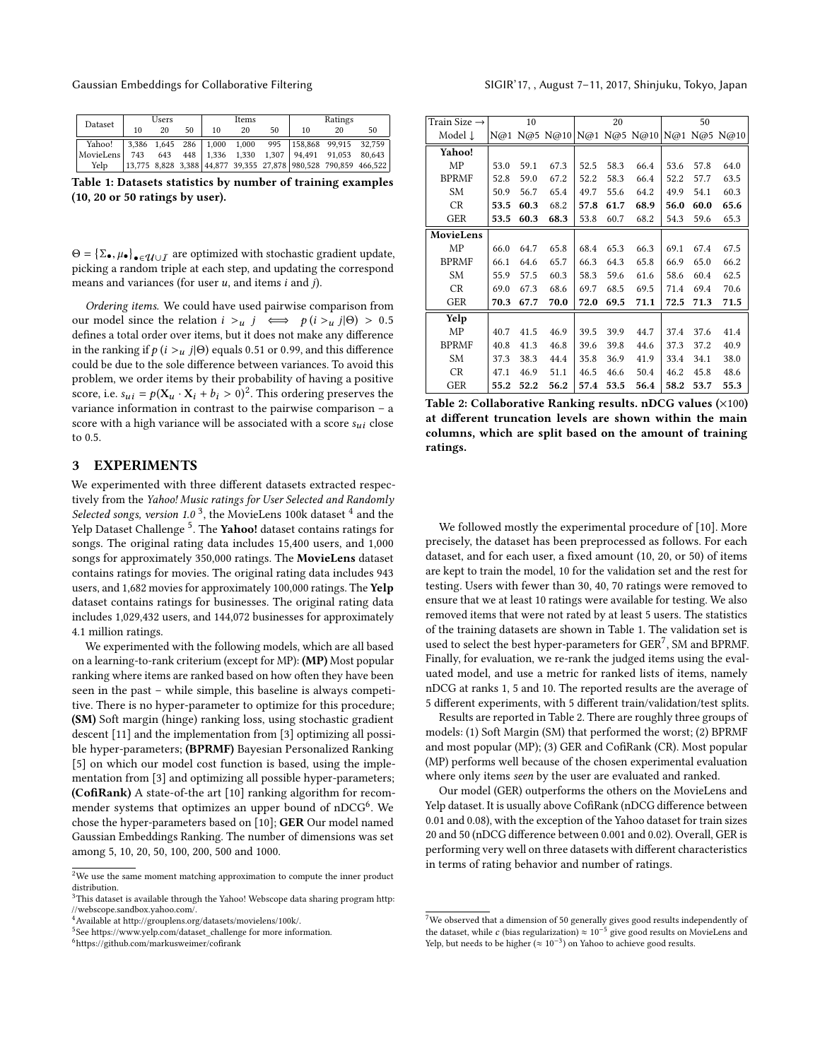| Dataset | Users | | | Items | | | Ratings | | |
|---|---|---|---|---|---|---|---|---|---|
| | 10 | 20 | 50 | 10 | 20 | 50 | 10 | 20 | 50 |
| Yahoo! | 3,386 | 1,645 | 286 | 1,000 | 1,000 | 995 | 158,868 | 99,915 | 32,759 |
| MovieLens | 743 | 643 | 448 | 1,336 | 1,330 | 1,307 | 94,491 | 91,053 | 80,643 |
| Yelp | 13,775 | 8,828 | 3,388 | 44,877 | 39,355 | 27,878 | 980,528 | 790,859 | 466,522 |

**Table 1: Datasets statistics by number of training examples (10, 20 or 50 ratings by user).**

$\Theta = \{\Sigma_\bullet, \mu_\bullet\}_{\bullet \in \mathcal{U} \cup \mathcal{I}}$ are optimized with stochastic gradient update, picking a random triple at each step, and updating the correspond means and variances (for user $u$, and items $i$ and $j$).

*Ordering items.* We could have used pairwise comparison from our model since the relation $i >_u j \iff p(i >_u j|\Theta) > 0.5$ defines a total order over items, but it does not make any difference in the ranking if $p(i >_u j|\Theta)$ equals 0.51 or 0.99, and this difference could be due to the sole difference between variances. To avoid this problem, we order items by their probability of having a positive score, i.e. $s_{ui} = p(\mathbf{X}_u \cdot \mathbf{X}_i + b_i > 0)$[2]. This ordering preserves the variance information in contrast to the pairwise comparison – a score with a high variance will be associated with a score $s_{ui}$ close to 0.5.

## 3 EXPERIMENTS

We experimented with three different datasets extracted respectively from the *Yahoo! Music ratings for User Selected and Randomly Selected songs, version 1.0* [3], the MovieLens 100k dataset [4] and the Yelp Dataset Challenge [5]. The **Yahoo!** dataset contains ratings for songs. The original rating data includes 15,400 users, and 1,000 songs for approximately 350,000 ratings. The **MovieLens** dataset contains ratings for movies. The original rating data includes 943 users, and 1,682 movies for approximately 100,000 ratings. The **Yelp** dataset contains ratings for businesses. The original rating data includes 1,029,432 users, and 144,072 businesses for approximately 4.1 million ratings.

We experimented with the following models, which are all based on a learning-to-rank criterium (except for MP): **(MP)** Most popular ranking where items are ranked based on how often they have been seen in the past – while simple, this baseline is always competitive. There is no hyper-parameter to optimize for this procedure; **(SM)** Soft margin (hinge) ranking loss, using stochastic gradient descent [11] and the implementation from [3] optimizing all possible hyper-parameters; **(BPRMF)** Bayesian Personalized Ranking [5] on which our model cost function is based, using the implementation from [3] and optimizing all possible hyper-parameters; **(CofiRank)** A state-of-the art [10] ranking algorithm for recommender systems that optimizes an upper bound of nDCG[6]. We chose the hyper-parameters based on [10]; **GER** Our model named Gaussian Embeddings Ranking. The number of dimensions was set among 5, 10, 20, 50, 100, 200, 500 and 1000.

| Train Size → | 10 | | | 20 | | | 50 | | |
|---|---|---|---|---|---|---|---|---|---|
| Model ↓ | N@1 | N@5 | N@10 | N@1 | N@5 | N@10 | N@1 | N@5 | N@10 |
| **Yahoo!** | | | | | | | | | |
| MP | 53.0 | 59.1 | 67.3 | 52.5 | 58.3 | 66.4 | 53.6 | 57.8 | 64.0 |
| BPRMF | 52.8 | 59.0 | 67.2 | 52.2 | 58.3 | 66.4 | 52.2 | 57.7 | 63.5 |
| SM | 50.9 | 56.7 | 65.4 | 49.7 | 55.6 | 64.2 | 49.9 | 54.1 | 60.3 |
| CR | **53.5** | **60.3** | 68.2 | **57.8** | **61.7** | **68.9** | **56.0** | **60.0** | **65.6** |
| GER | **53.5** | **60.3** | **68.3** | 53.8 | 60.7 | 68.2 | 54.3 | 59.6 | 65.3 |
| **MovieLens** | | | | | | | | | |
| MP | 66.0 | 64.7 | 65.8 | 68.4 | 65.3 | 66.3 | 69.1 | 67.4 | 67.5 |
| BPRMF | 66.1 | 64.6 | 65.7 | 66.3 | 64.3 | 65.8 | 66.9 | 65.0 | 66.2 |
| SM | 55.9 | 57.5 | 60.3 | 58.3 | 59.6 | 61.6 | 58.6 | 60.4 | 62.5 |
| CR | 69.0 | 67.3 | 68.6 | 69.7 | 68.5 | 69.5 | 71.4 | 69.4 | 70.6 |
| GER | **70.3** | **67.7** | **70.0** | **72.0** | **69.5** | **71.1** | **72.5** | **71.3** | **71.5** |
| **Yelp** | | | | | | | | | |
| MP | 40.7 | 41.5 | 46.9 | 39.5 | 39.9 | 44.7 | 37.4 | 37.6 | 41.4 |
| BPRMF | 40.8 | 41.3 | 46.8 | 39.6 | 39.8 | 44.6 | 37.3 | 37.2 | 40.9 |
| SM | 37.3 | 38.3 | 44.4 | 35.8 | 36.9 | 41.9 | 33.4 | 34.1 | 38.0 |
| CR | 47.1 | 46.9 | 51.1 | 46.5 | 46.6 | 50.4 | 46.2 | 45.8 | 48.6 |
| GER | **55.2** | **52.2** | **56.2** | **57.4** | **53.5** | **56.4** | **58.2** | **53.7** | **55.3** |

**Table 2: Collaborative Ranking results. nDCG values (×100) at different truncation levels are shown within the main columns, which are split based on the amount of training ratings.**

We followed mostly the experimental procedure of [10]. More precisely, the dataset has been preprocessed as follows. For each dataset, and for each user, a fixed amount (10, 20, or 50) of items are kept to train the model, 10 for the validation set and the rest for testing. Users with fewer than 30, 40, 70 ratings were removed to ensure that we at least 10 ratings were available for testing. We also removed items that were not rated by at least 5 users. The statistics of the training datasets are shown in Table 1. The validation set is used to select the best hyper-parameters for GER[7], SM and BPRMF. Finally, for evaluation, we re-rank the judged items using the evaluated model, and use a metric for ranked lists of items, namely nDCG at ranks 1, 5 and 10. The reported results are the average of 5 different experiments, with 5 different train/validation/test splits.

Results are reported in Table 2. There are roughly three groups of models: (1) Soft Margin (SM) that performed the worst; (2) BPRMF and most popular (MP); (3) GER and CofiRank (CR). Most popular (MP) performs well because of the chosen experimental evaluation where only items *seen* by the user are evaluated and ranked.

Our model (GER) outperforms the others on the MovieLens and Yelp dataset. It is usually above CofiRank (nDCG difference between 0.01 and 0.08), with the exception of the Yahoo dataset for train sizes 20 and 50 (nDCG difference between 0.001 and 0.02). Overall, GER is performing very well on three datasets with different characteristics in terms of rating behavior and number of ratings.

---

[2] We use the same moment matching approximation to compute the inner product distribution.

[3] This dataset is available through the Yahoo! Webscope data sharing program http://webscope.sandbox.yahoo.com/.

[4] Available at http://grouplens.org/datasets/movielens/100k/.

[5] See https://www.yelp.com/dataset_challenge for more information.

[6] https://github.com/markusweimer/cofirank

[7] We observed that a dimension of 50 generally gives good results independently of the dataset, while $c$ (bias regularization) $\approx 10^{-5}$ give good results on MovieLens and Yelp, but needs to be higher ($\approx 10^{-3}$) on Yahoo to achieve good results.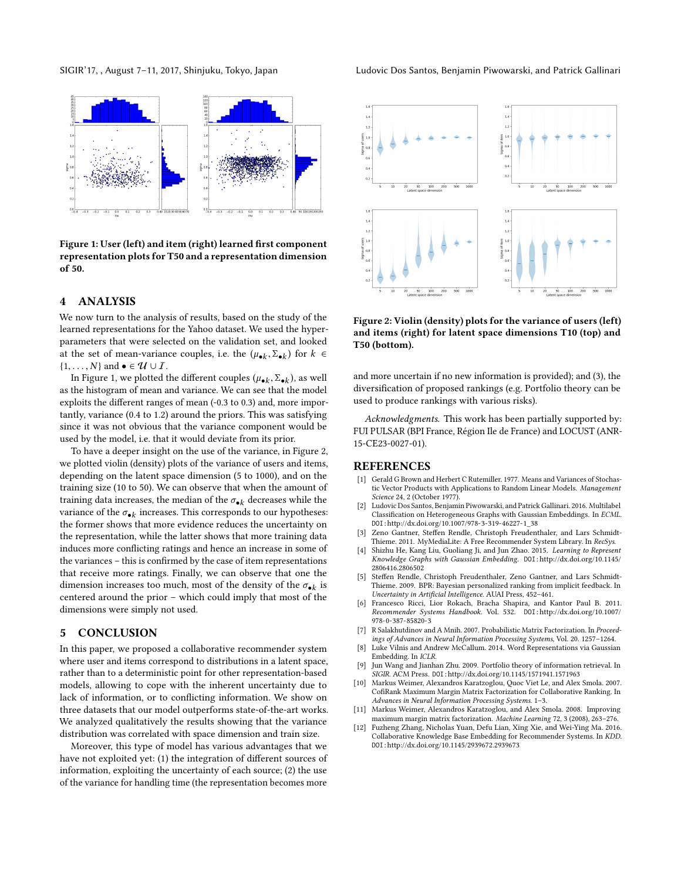Figure 1: User (left) and item (right) learned first component representation plots for T50 and a representation dimension of 50.

## 4 ANALYSIS

We now turn to the analysis of results, based on the study of the learned representations for the Yahoo dataset. We used the hyper-parameters that were selected on the validation set, and looked at the set of mean-variance couples, i.e. the $(\mu_{\bullet k}, \Sigma_{\bullet k})$ for $k \in \{1, \ldots, N\}$ and $\bullet \in \mathcal{U} \cup \mathcal{I}$.

In Figure 1, we plotted the different couples $(\mu_{\bullet k}, \Sigma_{\bullet k})$, as well as the histogram of mean and variance. We can see that the model exploits the different ranges of mean (-0.3 to 0.3) and, more importantly, variance (0.4 to 1.2) around the priors. This was satisfying since it was not obvious that the variance component would be used by the model, i.e. that it would deviate from its prior.

To have a deeper insight on the use of the variance, in Figure 2, we plotted violin (density) plots of the variance of users and items, depending on the latent space dimension (5 to 1000), and on the training size (10 to 50). We can observe that when the amount of training data increases, the median of the $\sigma_{\bullet k}$ decreases while the variance of the $\sigma_{\bullet k}$ increases. This corresponds to our hypotheses: the former shows that more evidence reduces the uncertainty on the representation, while the latter shows that more training data induces more conflicting ratings and hence an increase in some of the variances – this is confirmed by the case of item representations that receive more ratings. Finally, we can observe that one the dimension increases too much, most of the density of the $\sigma_{\bullet k}$ is centered around the prior – which could imply that most of the dimensions were simply not used.

## 5 CONCLUSION

In this paper, we proposed a collaborative recommender system where user and items correspond to distributions in a latent space, rather than to a deterministic point for other representation-based models, allowing to cope with the inherent uncertainty due to lack of information, or to conflicting information. We show on three datasets that our model outperforms state-of-the-art works. We analyzed qualitatively the results showing that the variance distribution was correlated with space dimension and train size.

Moreover, this type of model has various advantages that we have not exploited yet: (1) the integration of different sources of information, exploiting the uncertainty of each source; (2) the use of the variance for handling time (the representation becomes more and more uncertain if no new information is provided); and (3), the diversification of proposed rankings (e.g. Portfolio theory can be used to produce rankings with various risks).

Figure 2: Violin (density) plots for the variance of users (left) and items (right) for latent space dimensions T10 (top) and T50 (bottom).

*Acknowledgments.* This work has been partially supported by: FUI PULSAR (BPI France, Région Ile de France) and LOCUST (ANR-15-CE23-0027-01).

## REFERENCES

[1] Gerald G Brown and Herbert C Rutemiller. 1977. Means and Variances of Stochastic Vector Products with Applications to Random Linear Models. *Management Science* 24, 2 (October 1977).

[2] Ludovic Dos Santos, Benjamin Piwowarski, and Patrick Gallinari. 2016. Multilabel Classification on Heterogeneous Graphs with Gaussian Embeddings. In *ECML*. DOI: http://dx.doi.org/10.1007/978-3-319-46227-1_38

[3] Zeno Gantner, Steffen Rendle, Christoph Freudenthaler, and Lars Schmidt-Thieme. 2011. MyMediaLite: A Free Recommender System Library. In *RecSys*.

[4] Shizhu He, Kang Liu, Guoliang Ji, and Jun Zhao. 2015. *Learning to Represent Knowledge Graphs with Gaussian Embedding*. DOI: http://dx.doi.org/10.1145/2806416.2806502

[5] Steffen Rendle, Christoph Freudenthaler, Zeno Gantner, and Lars Schmidt-Thieme. 2009. BPR: Bayesian personalized ranking from implicit feedback. In *Uncertainty in Artificial Intelligence*. AUAI Press, 452–461.

[6] Francesco Ricci, Lior Rokach, Bracha Shapira, and Kantor Paul B. 2011. *Recommender Systems Handbook*. Vol. 532. DOI: http://dx.doi.org/10.1007/978-0-387-85820-3

[7] R Salakhutdinov and A Mnih. 2007. Probabilistic Matrix Factorization. In *Proceedings of Advances in Neural Information Processing Systems*, Vol. 20. 1257–1264.

[8] Luke Vilnis and Andrew McCallum. 2014. Word Representations via Gaussian Embedding. In *ICLR*.

[9] Jun Wang and Jianhan Zhu. 2009. Portfolio theory of information retrieval. In *SIGIR*. ACM Press. DOI: http://dx.doi.org/10.1145/1571941.1571963

[10] Markus Weimer, Alexandros Karatzoglou, Quoc Viet Le, and Alex Smola. 2007. CofiRank Maximum Margin Matrix Factorization for Collaborative Ranking. In *Advances in Neural Information Processing Systems*. 1–3.

[11] Markus Weimer, Alexandros Karatzoglou, and Alex Smola. 2008. Improving maximum margin matrix factorization. *Machine Learning* 72, 3 (2008), 263–276.

[12] Fuzheng Zhang, Nicholas Yuan, Defu Lian, Xing Xie, and Wei-Ying Ma. 2016. Collaborative Knowledge Base Embedding for Recommender Systems. In *KDD*. DOI: http://dx.doi.org/10.1145/2939672.2939673